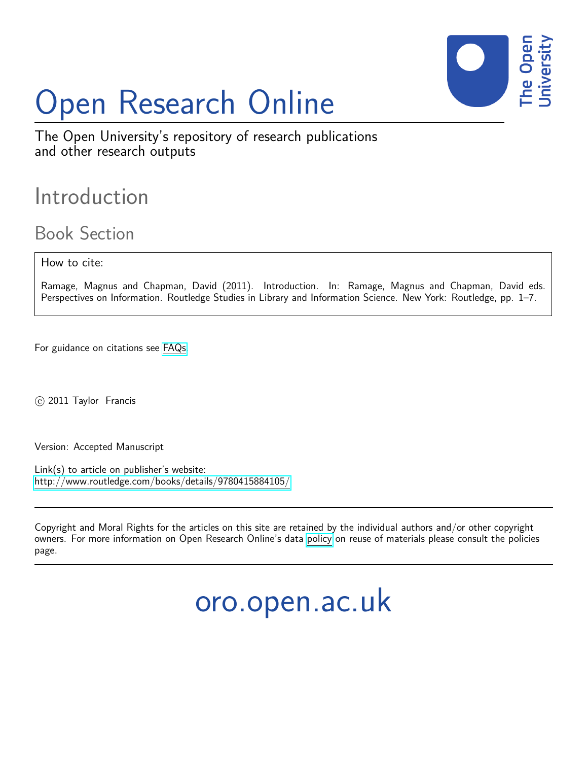# Open Research Online

The Open University's repository of research publications and other research outputs

## Introduction

### Book Section

How to cite:

Ramage, Magnus and Chapman, David (2011). Introduction. In: Ramage, Magnus and Chapman, David eds. Perspectives on Information. Routledge Studies in Library and Information Science. New York: Routledge, pp. 1–7.

For guidance on citations see FAQs.

© 2011 Taylor Francis

Version: Accepted Manuscript

Link(s) to article on publisher's website:
http://www.routledge.com/books/details/9780415884105/

---

Copyright and Moral Rights for the articles on this site are retained by the individual authors and/or other copyright owners. For more information on Open Research Online's data policy on reuse of materials please consult the policies page.

---

oro.open.ac.uk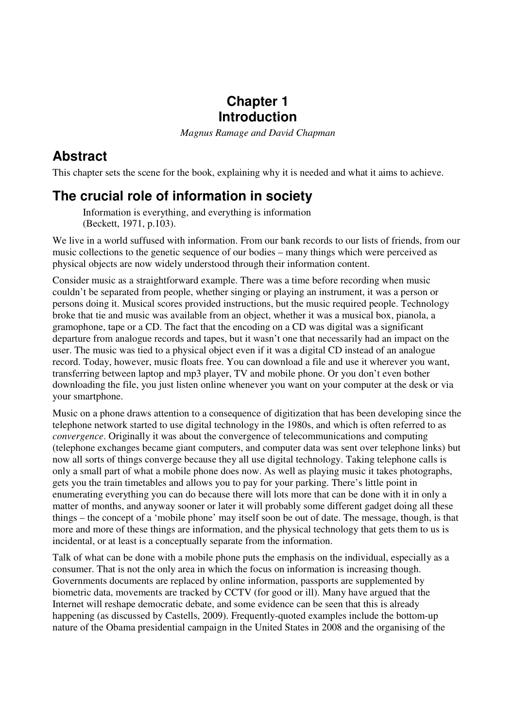# Chapter 1
# Introduction

*Magnus Ramage and David Chapman*

## Abstract

This chapter sets the scene for the book, explaining why it is needed and what it aims to achieve.

## The crucial role of information in society

> Information is everything, and everything is information
> (Beckett, 1971, p.103).

We live in a world suffused with information. From our bank records to our lists of friends, from our music collections to the genetic sequence of our bodies – many things which were perceived as physical objects are now widely understood through their information content.

Consider music as a straightforward example. There was a time before recording when music couldn't be separated from people, whether singing or playing an instrument, it was a person or persons doing it. Musical scores provided instructions, but the music required people. Technology broke that tie and music was available from an object, whether it was a musical box, pianola, a gramophone, tape or a CD. The fact that the encoding on a CD was digital was a significant departure from analogue records and tapes, but it wasn't one that necessarily had an impact on the user. The music was tied to a physical object even if it was a digital CD instead of an analogue record. Today, however, music floats free. You can download a file and use it wherever you want, transferring between laptop and mp3 player, TV and mobile phone. Or you don't even bother downloading the file, you just listen online whenever you want on your computer at the desk or via your smartphone.

Music on a phone draws attention to a consequence of digitization that has been developing since the telephone network started to use digital technology in the 1980s, and which is often referred to as *convergence*. Originally it was about the convergence of telecommunications and computing (telephone exchanges became giant computers, and computer data was sent over telephone links) but now all sorts of things converge because they all use digital technology. Taking telephone calls is only a small part of what a mobile phone does now. As well as playing music it takes photographs, gets you the train timetables and allows you to pay for your parking. There's little point in enumerating everything you can do because there will lots more that can be done with it in only a matter of months, and anyway sooner or later it will probably some different gadget doing all these things – the concept of a 'mobile phone' may itself soon be out of date. The message, though, is that more and more of these things are information, and the physical technology that gets them to us is incidental, or at least is a conceptually separate from the information.

Talk of what can be done with a mobile phone puts the emphasis on the individual, especially as a consumer. That is not the only area in which the focus on information is increasing though. Governments documents are replaced by online information, passports are supplemented by biometric data, movements are tracked by CCTV (for good or ill). Many have argued that the Internet will reshape democratic debate, and some evidence can be seen that this is already happening (as discussed by Castells, 2009). Frequently-quoted examples include the bottom-up nature of the Obama presidential campaign in the United States in 2008 and the organising of the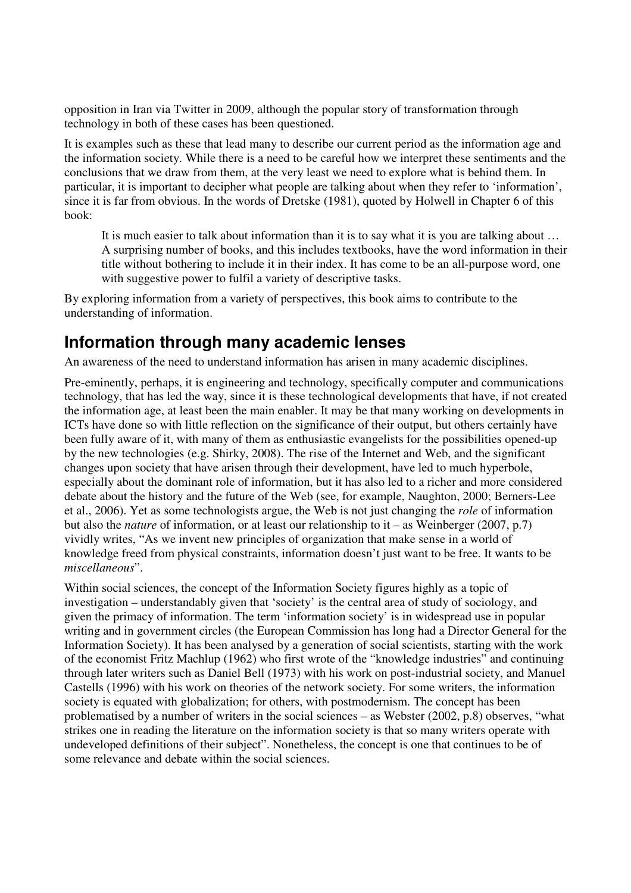opposition in Iran via Twitter in 2009, although the popular story of transformation through technology in both of these cases has been questioned.

It is examples such as these that lead many to describe our current period as the information age and the information society. While there is a need to be careful how we interpret these sentiments and the conclusions that we draw from them, at the very least we need to explore what is behind them. In particular, it is important to decipher what people are talking about when they refer to 'information', since it is far from obvious. In the words of Dretske (1981), quoted by Holwell in Chapter 6 of this book:

> It is much easier to talk about information than it is to say what it is you are talking about … A surprising number of books, and this includes textbooks, have the word information in their title without bothering to include it in their index. It has come to be an all-purpose word, one with suggestive power to fulfil a variety of descriptive tasks.

By exploring information from a variety of perspectives, this book aims to contribute to the understanding of information.

## Information through many academic lenses

An awareness of the need to understand information has arisen in many academic disciplines.

Pre-eminently, perhaps, it is engineering and technology, specifically computer and communications technology, that has led the way, since it is these technological developments that have, if not created the information age, at least been the main enabler. It may be that many working on developments in ICTs have done so with little reflection on the significance of their output, but others certainly have been fully aware of it, with many of them as enthusiastic evangelists for the possibilities opened-up by the new technologies (e.g. Shirky, 2008). The rise of the Internet and Web, and the significant changes upon society that have arisen through their development, have led to much hyperbole, especially about the dominant role of information, but it has also led to a richer and more considered debate about the history and the future of the Web (see, for example, Naughton, 2000; Berners-Lee et al., 2006). Yet as some technologists argue, the Web is not just changing the *role* of information but also the *nature* of information, or at least our relationship to it – as Weinberger (2007, p.7) vividly writes, "As we invent new principles of organization that make sense in a world of knowledge freed from physical constraints, information doesn't just want to be free. It wants to be *miscellaneous*".

Within social sciences, the concept of the Information Society figures highly as a topic of investigation – understandably given that 'society' is the central area of study of sociology, and given the primacy of information. The term 'information society' is in widespread use in popular writing and in government circles (the European Commission has long had a Director General for the Information Society). It has been analysed by a generation of social scientists, starting with the work of the economist Fritz Machlup (1962) who first wrote of the "knowledge industries" and continuing through later writers such as Daniel Bell (1973) with his work on post-industrial society, and Manuel Castells (1996) with his work on theories of the network society. For some writers, the information society is equated with globalization; for others, with postmodernism. The concept has been problematised by a number of writers in the social sciences – as Webster (2002, p.8) observes, "what strikes one in reading the literature on the information society is that so many writers operate with undeveloped definitions of their subject". Nonetheless, the concept is one that continues to be of some relevance and debate within the social sciences.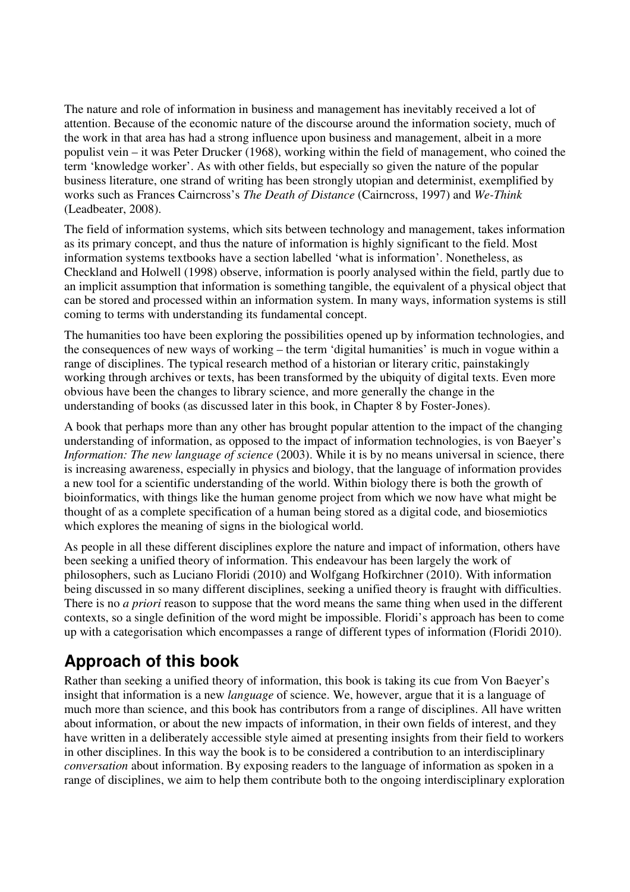The nature and role of information in business and management has inevitably received a lot of attention. Because of the economic nature of the discourse around the information society, much of the work in that area has had a strong influence upon business and management, albeit in a more populist vein – it was Peter Drucker (1968), working within the field of management, who coined the term 'knowledge worker'. As with other fields, but especially so given the nature of the popular business literature, one strand of writing has been strongly utopian and determinist, exemplified by works such as Frances Cairncross's *The Death of Distance* (Cairncross, 1997) and *We-Think* (Leadbeater, 2008).

The field of information systems, which sits between technology and management, takes information as its primary concept, and thus the nature of information is highly significant to the field. Most information systems textbooks have a section labelled 'what is information'. Nonetheless, as Checkland and Holwell (1998) observe, information is poorly analysed within the field, partly due to an implicit assumption that information is something tangible, the equivalent of a physical object that can be stored and processed within an information system. In many ways, information systems is still coming to terms with understanding its fundamental concept.

The humanities too have been exploring the possibilities opened up by information technologies, and the consequences of new ways of working – the term 'digital humanities' is much in vogue within a range of disciplines. The typical research method of a historian or literary critic, painstakingly working through archives or texts, has been transformed by the ubiquity of digital texts. Even more obvious have been the changes to library science, and more generally the change in the understanding of books (as discussed later in this book, in Chapter 8 by Foster-Jones).

A book that perhaps more than any other has brought popular attention to the impact of the changing understanding of information, as opposed to the impact of information technologies, is von Baeyer's *Information: The new language of science* (2003). While it is by no means universal in science, there is increasing awareness, especially in physics and biology, that the language of information provides a new tool for a scientific understanding of the world. Within biology there is both the growth of bioinformatics, with things like the human genome project from which we now have what might be thought of as a complete specification of a human being stored as a digital code, and biosemiotics which explores the meaning of signs in the biological world.

As people in all these different disciplines explore the nature and impact of information, others have been seeking a unified theory of information. This endeavour has been largely the work of philosophers, such as Luciano Floridi (2010) and Wolfgang Hofkirchner (2010). With information being discussed in so many different disciplines, seeking a unified theory is fraught with difficulties. There is no *a priori* reason to suppose that the word means the same thing when used in the different contexts, so a single definition of the word might be impossible. Floridi's approach has been to come up with a categorisation which encompasses a range of different types of information (Floridi 2010).

## Approach of this book

Rather than seeking a unified theory of information, this book is taking its cue from Von Baeyer's insight that information is a new *language* of science. We, however, argue that it is a language of much more than science, and this book has contributors from a range of disciplines. All have written about information, or about the new impacts of information, in their own fields of interest, and they have written in a deliberately accessible style aimed at presenting insights from their field to workers in other disciplines. In this way the book is to be considered a contribution to an interdisciplinary *conversation* about information. By exposing readers to the language of information as spoken in a range of disciplines, we aim to help them contribute both to the ongoing interdisciplinary exploration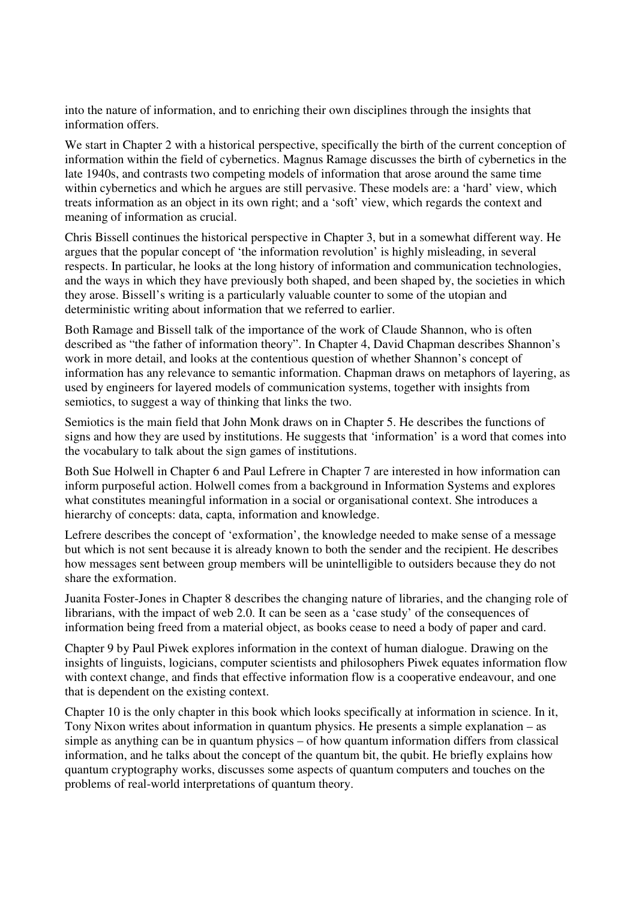into the nature of information, and to enriching their own disciplines through the insights that information offers.

We start in Chapter 2 with a historical perspective, specifically the birth of the current conception of information within the field of cybernetics. Magnus Ramage discusses the birth of cybernetics in the late 1940s, and contrasts two competing models of information that arose around the same time within cybernetics and which he argues are still pervasive. These models are: a 'hard' view, which treats information as an object in its own right; and a 'soft' view, which regards the context and meaning of information as crucial.

Chris Bissell continues the historical perspective in Chapter 3, but in a somewhat different way. He argues that the popular concept of 'the information revolution' is highly misleading, in several respects. In particular, he looks at the long history of information and communication technologies, and the ways in which they have previously both shaped, and been shaped by, the societies in which they arose. Bissell's writing is a particularly valuable counter to some of the utopian and deterministic writing about information that we referred to earlier.

Both Ramage and Bissell talk of the importance of the work of Claude Shannon, who is often described as "the father of information theory". In Chapter 4, David Chapman describes Shannon's work in more detail, and looks at the contentious question of whether Shannon's concept of information has any relevance to semantic information. Chapman draws on metaphors of layering, as used by engineers for layered models of communication systems, together with insights from semiotics, to suggest a way of thinking that links the two.

Semiotics is the main field that John Monk draws on in Chapter 5. He describes the functions of signs and how they are used by institutions. He suggests that 'information' is a word that comes into the vocabulary to talk about the sign games of institutions.

Both Sue Holwell in Chapter 6 and Paul Lefrere in Chapter 7 are interested in how information can inform purposeful action. Holwell comes from a background in Information Systems and explores what constitutes meaningful information in a social or organisational context. She introduces a hierarchy of concepts: data, capta, information and knowledge.

Lefrere describes the concept of 'exformation', the knowledge needed to make sense of a message but which is not sent because it is already known to both the sender and the recipient. He describes how messages sent between group members will be unintelligible to outsiders because they do not share the exformation.

Juanita Foster-Jones in Chapter 8 describes the changing nature of libraries, and the changing role of librarians, with the impact of web 2.0. It can be seen as a 'case study' of the consequences of information being freed from a material object, as books cease to need a body of paper and card.

Chapter 9 by Paul Piwek explores information in the context of human dialogue. Drawing on the insights of linguists, logicians, computer scientists and philosophers Piwek equates information flow with context change, and finds that effective information flow is a cooperative endeavour, and one that is dependent on the existing context.

Chapter 10 is the only chapter in this book which looks specifically at information in science. In it, Tony Nixon writes about information in quantum physics. He presents a simple explanation – as simple as anything can be in quantum physics – of how quantum information differs from classical information, and he talks about the concept of the quantum bit, the qubit. He briefly explains how quantum cryptography works, discusses some aspects of quantum computers and touches on the problems of real-world interpretations of quantum theory.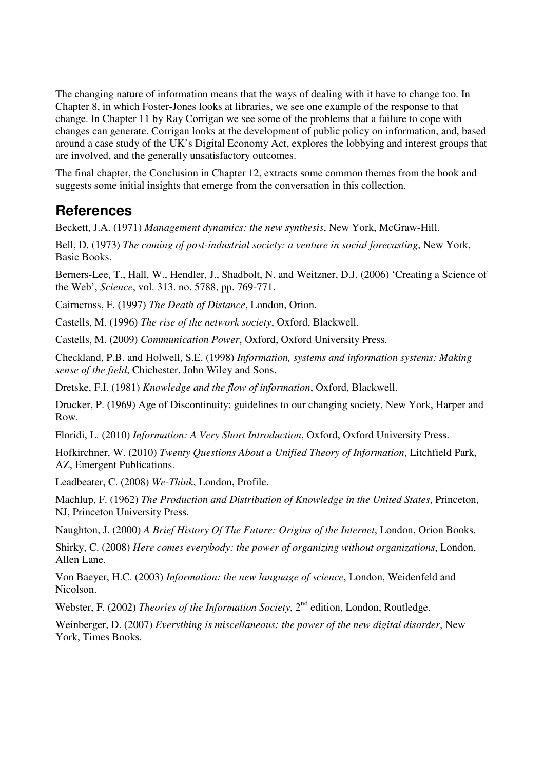The changing nature of information means that the ways of dealing with it have to change too. In Chapter 8, in which Foster-Jones looks at libraries, we see one example of the response to that change. In Chapter 11 by Ray Corrigan we see some of the problems that a failure to cope with changes can generate. Corrigan looks at the development of public policy on information, and, based around a case study of the UK's Digital Economy Act, explores the lobbying and interest groups that are involved, and the generally unsatisfactory outcomes.

The final chapter, the Conclusion in Chapter 12, extracts some common themes from the book and suggests some initial insights that emerge from the conversation in this collection.

## References

Beckett, J.A. (1971) *Management dynamics: the new synthesis*, New York, McGraw-Hill.

Bell, D. (1973) *The coming of post-industrial society: a venture in social forecasting*, New York, Basic Books.

Berners-Lee, T., Hall, W., Hendler, J., Shadbolt, N. and Weitzner, D.J. (2006) 'Creating a Science of the Web', *Science*, vol. 313. no. 5788, pp. 769-771.

Cairncross, F. (1997) *The Death of Distance*, London, Orion.

Castells, M. (1996) *The rise of the network society*, Oxford, Blackwell.

Castells, M. (2009) *Communication Power*, Oxford, Oxford University Press.

Checkland, P.B. and Holwell, S.E. (1998) *Information, systems and information systems: Making sense of the field*, Chichester, John Wiley and Sons.

Dretske, F.I. (1981) *Knowledge and the flow of information*, Oxford, Blackwell.

Drucker, P. (1969) Age of Discontinuity: guidelines to our changing society, New York, Harper and Row.

Floridi, L. (2010) *Information: A Very Short Introduction*, Oxford, Oxford University Press.

Hofkirchner, W. (2010) *Twenty Questions About a Unified Theory of Information*, Litchfield Park, AZ, Emergent Publications.

Leadbeater, C. (2008) *We-Think*, London, Profile.

Machlup, F. (1962) *The Production and Distribution of Knowledge in the United States*, Princeton, NJ, Princeton University Press.

Naughton, J. (2000) *A Brief History Of The Future: Origins of the Internet*, London, Orion Books.

Shirky, C. (2008) *Here comes everybody: the power of organizing without organizations*, London, Allen Lane.

Von Baeyer, H.C. (2003) *Information: the new language of science*, London, Weidenfeld and Nicolson.

Webster, F. (2002) *Theories of the Information Society*, 2nd edition, London, Routledge.

Weinberger, D. (2007) *Everything is miscellaneous: the power of the new digital disorder*, New York, Times Books.